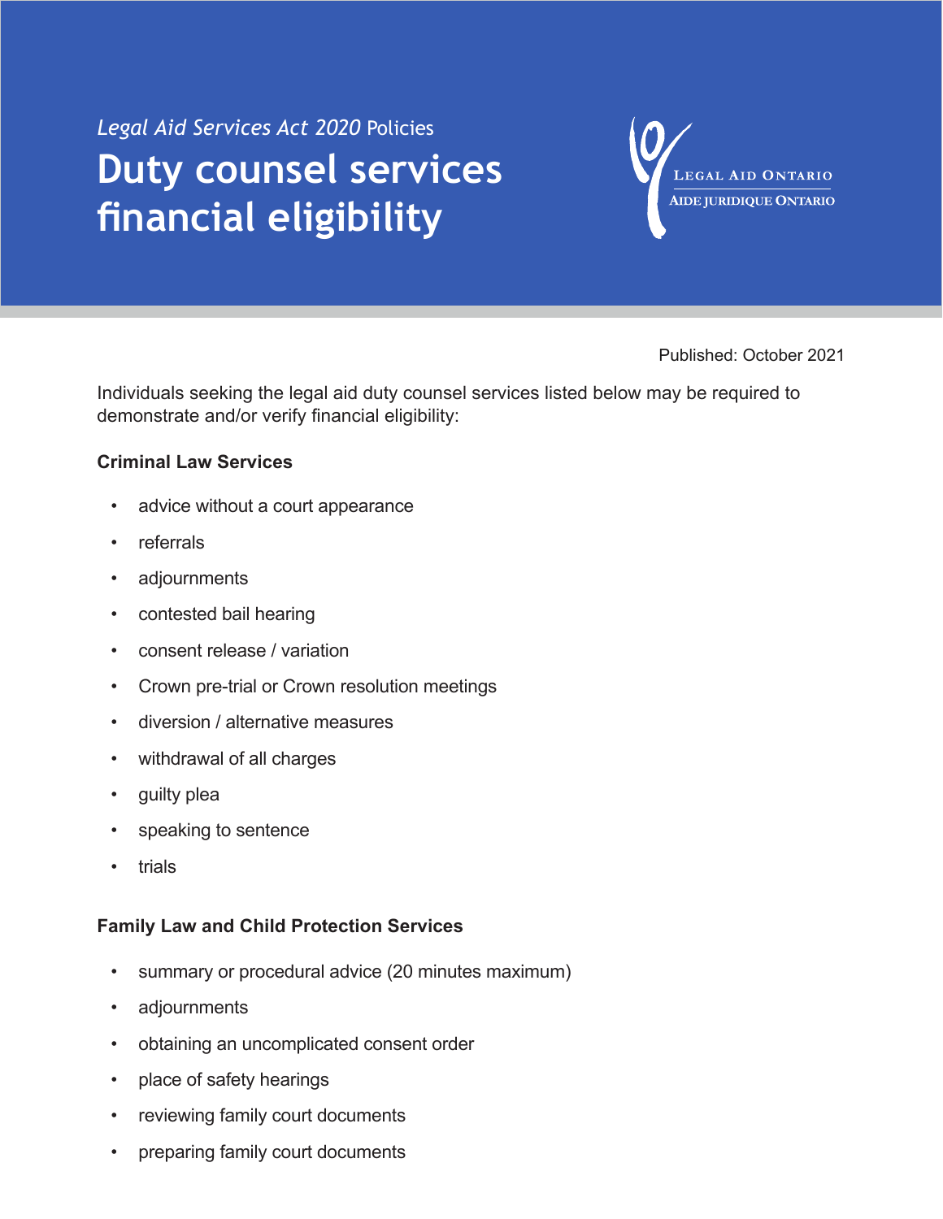*Legal Aid Services Act 2020* Policies

# Duty counsel services financial eligibility

Legal Aid Ontario
Aide juridique Ontario

Published: October 2021

Individuals seeking the legal aid duty counsel services listed below may be required to demonstrate and/or verify financial eligibility:

**Criminal Law Services**

- advice without a court appearance
- referrals
- adjournments
- contested bail hearing
- consent release / variation
- Crown pre-trial or Crown resolution meetings
- diversion / alternative measures
- withdrawal of all charges
- guilty plea
- speaking to sentence
- trials

**Family Law and Child Protection Services**

- summary or procedural advice (20 minutes maximum)
- adjournments
- obtaining an uncomplicated consent order
- place of safety hearings
- reviewing family court documents
- preparing family court documents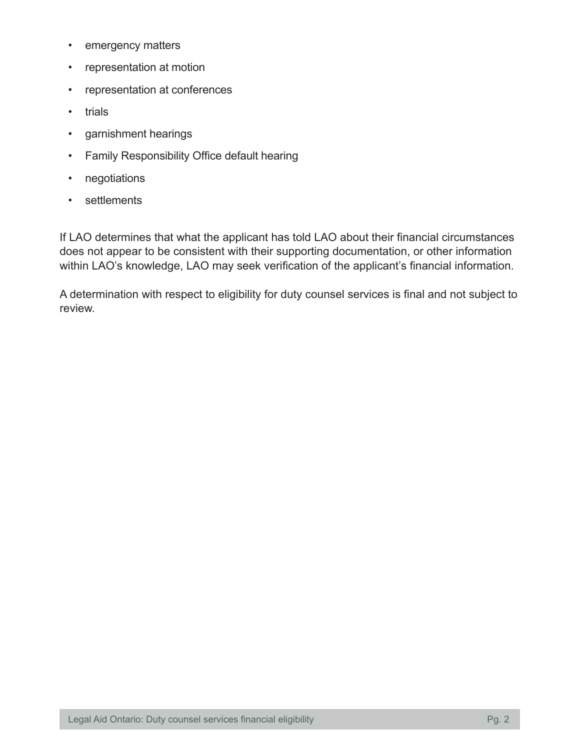- emergency matters
- representation at motion
- representation at conferences
- trials
- garnishment hearings
- Family Responsibility Office default hearing
- negotiations
- settlements

If LAO determines that what the applicant has told LAO about their financial circumstances does not appear to be consistent with their supporting documentation, or other information within LAO's knowledge, LAO may seek verification of the applicant's financial information.

A determination with respect to eligibility for duty counsel services is final and not subject to review.